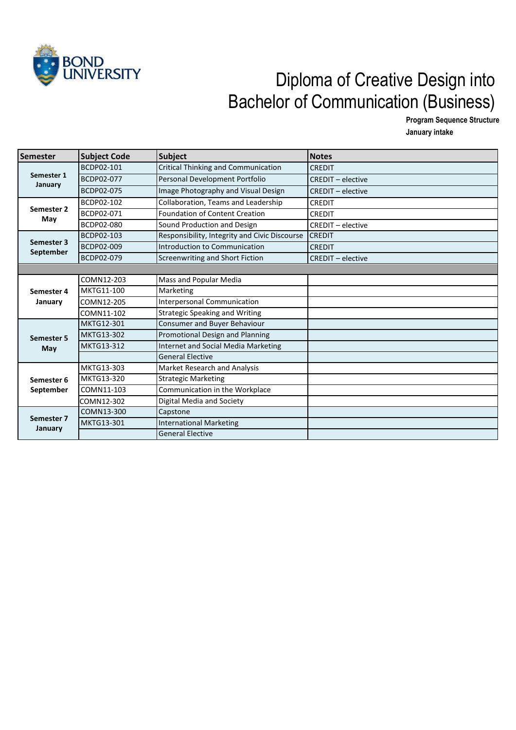BOND UNIVERSITY

# Diploma of Creative Design into Bachelor of Communication (Business)

**Program Sequence Structure**

**January intake**

| Semester | Subject Code | Subject | Notes |
|---|---|---|---|
| **Semester 1 January** | BCDP02-101 | Critical Thinking and Communication | CREDIT |
| | BCDP02-077 | Personal Development Portfolio | CREDIT – elective |
| | BCDP02-075 | Image Photography and Visual Design | CREDIT – elective |
| **Semester 2 May** | BCDP02-102 | Collaboration, Teams and Leadership | CREDIT |
| | BCDP02-071 | Foundation of Content Creation | CREDIT |
| | BCDP02-080 | Sound Production and Design | CREDIT – elective |
| **Semester 3 September** | BCDP02-103 | Responsibility, Integrity and Civic Discourse | CREDIT |
| | BCDP02-009 | Introduction to Communication | CREDIT |
| | BCDP02-079 | Screenwriting and Short Fiction | CREDIT – elective |
| | | | |
| **Semester 4 January** | COMN12-203 | Mass and Popular Media | |
| | MKTG11-100 | Marketing | |
| | COMN12-205 | Interpersonal Communication | |
| | COMN11-102 | Strategic Speaking and Writing | |
| **Semester 5 May** | MKTG12-301 | Consumer and Buyer Behaviour | |
| | MKTG13-302 | Promotional Design and Planning | |
| | MKTG13-312 | Internet and Social Media Marketing | |
| | | General Elective | |
| **Semester 6 September** | MKTG13-303 | Market Research and Analysis | |
| | MKTG13-320 | Strategic Marketing | |
| | COMN11-103 | Communication in the Workplace | |
| | COMN12-302 | Digital Media and Society | |
| **Semester 7 January** | COMN13-300 | Capstone | |
| | MKTG13-301 | International Marketing | |
| | | General Elective | |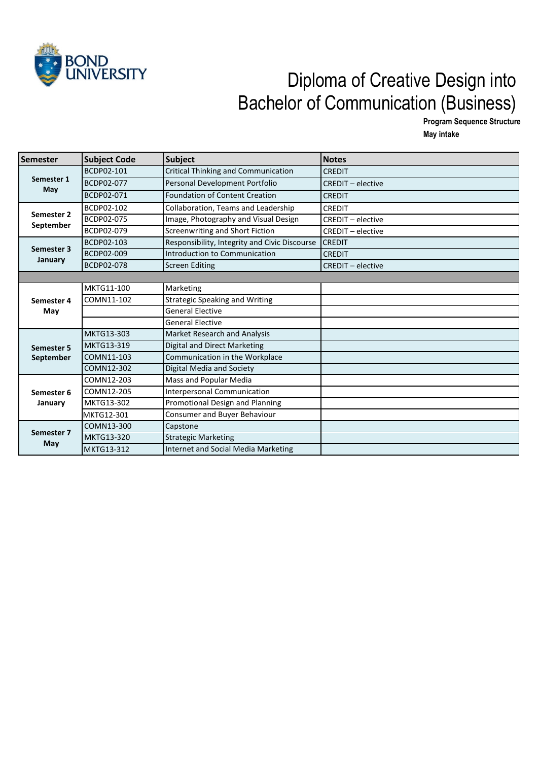BOND UNIVERSITY

# Diploma of Creative Design into Bachelor of Communication (Business)

**Program Sequence Structure**
**May intake**

| Semester | Subject Code | Subject | Notes |
|---|---|---|---|
| Semester 1 May | BCDP02-101 | Critical Thinking and Communication | CREDIT |
| | BCDP02-077 | Personal Development Portfolio | CREDIT – elective |
| | BCDP02-071 | Foundation of Content Creation | CREDIT |
| Semester 2 September | BCDP02-102 | Collaboration, Teams and Leadership | CREDIT |
| | BCDP02-075 | Image, Photography and Visual Design | CREDIT – elective |
| | BCDP02-079 | Screenwriting and Short Fiction | CREDIT – elective |
| Semester 3 January | BCDP02-103 | Responsibility, Integrity and Civic Discourse | CREDIT |
| | BCDP02-009 | Introduction to Communication | CREDIT |
| | BCDP02-078 | Screen Editing | CREDIT – elective |
| | | | |
| Semester 4 May | MKTG11-100 | Marketing | |
| | COMN11-102 | Strategic Speaking and Writing | |
| | | General Elective | |
| | | General Elective | |
| Semester 5 September | MKTG13-303 | Market Research and Analysis | |
| | MKTG13-319 | Digital and Direct Marketing | |
| | COMN11-103 | Communication in the Workplace | |
| | COMN12-302 | Digital Media and Society | |
| Semester 6 January | COMN12-203 | Mass and Popular Media | |
| | COMN12-205 | Interpersonal Communication | |
| | MKTG13-302 | Promotional Design and Planning | |
| | MKTG12-301 | Consumer and Buyer Behaviour | |
| Semester 7 May | COMN13-300 | Capstone | |
| | MKTG13-320 | Strategic Marketing | |
| | MKTG13-312 | Internet and Social Media Marketing | |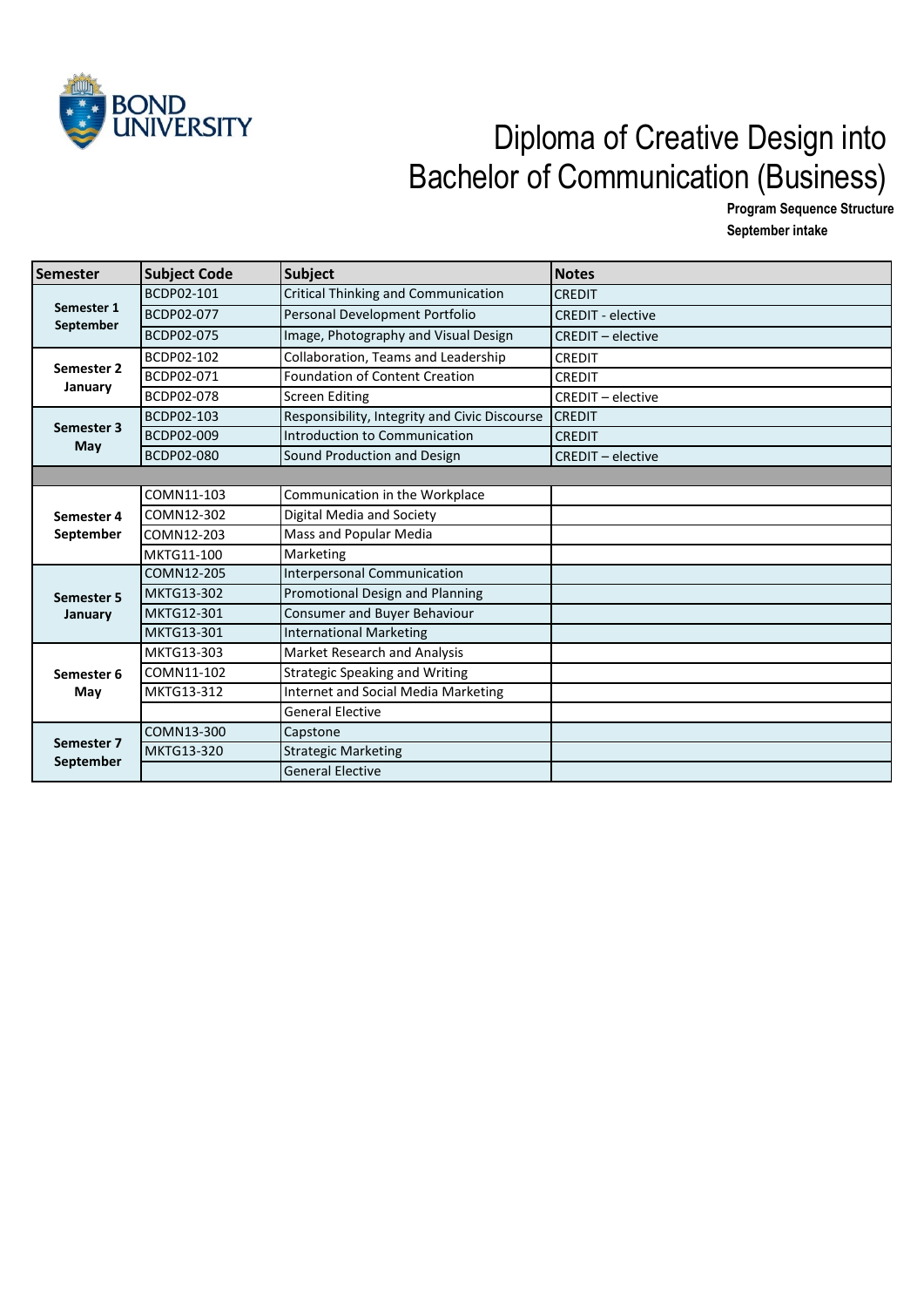# Diploma of Creative Design into Bachelor of Communication (Business)

**Program Sequence Structure**

**September intake**

| Semester | Subject Code | Subject | Notes |
|---|---|---|---|
| **Semester 1 September** | BCDP02-101 | Critical Thinking and Communication | CREDIT |
| | BCDP02-077 | Personal Development Portfolio | CREDIT - elective |
| | BCDP02-075 | Image, Photography and Visual Design | CREDIT – elective |
| **Semester 2 January** | BCDP02-102 | Collaboration, Teams and Leadership | CREDIT |
| | BCDP02-071 | Foundation of Content Creation | CREDIT |
| | BCDP02-078 | Screen Editing | CREDIT – elective |
| **Semester 3 May** | BCDP02-103 | Responsibility, Integrity and Civic Discourse | CREDIT |
| | BCDP02-009 | Introduction to Communication | CREDIT |
| | BCDP02-080 | Sound Production and Design | CREDIT – elective |
| | | | |
| **Semester 4 September** | COMN11-103 | Communication in the Workplace | |
| | COMN12-302 | Digital Media and Society | |
| | COMN12-203 | Mass and Popular Media | |
| | MKTG11-100 | Marketing | |
| **Semester 5 January** | COMN12-205 | Interpersonal Communication | |
| | MKTG13-302 | Promotional Design and Planning | |
| | MKTG12-301 | Consumer and Buyer Behaviour | |
| | MKTG13-301 | International Marketing | |
| **Semester 6 May** | MKTG13-303 | Market Research and Analysis | |
| | COMN11-102 | Strategic Speaking and Writing | |
| | MKTG13-312 | Internet and Social Media Marketing | |
| | | General Elective | |
| **Semester 7 September** | COMN13-300 | Capstone | |
| | MKTG13-320 | Strategic Marketing | |
| | | General Elective | |